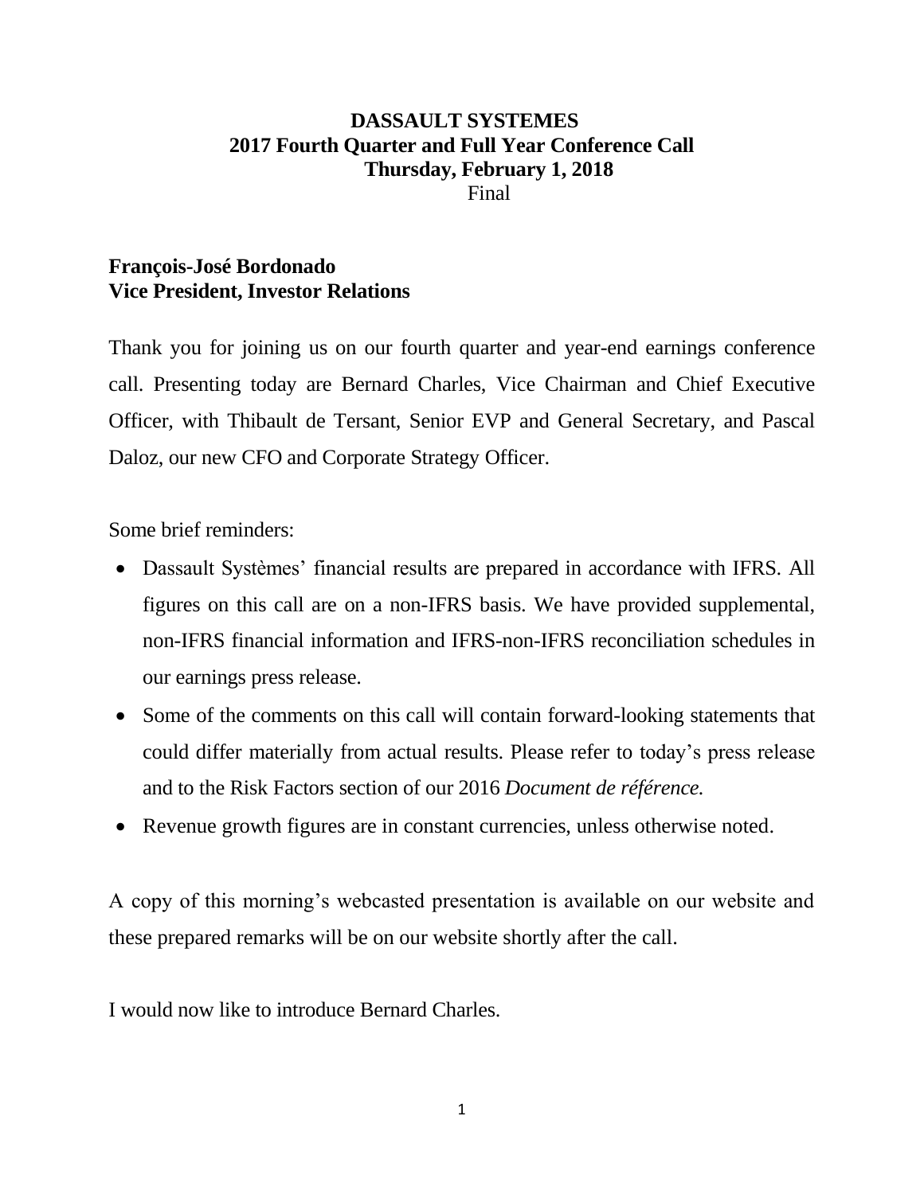# DASSAULT SYSTEMES
## 2017 Fourth Quarter and Full Year Conference Call
### Thursday, February 1, 2018

Final

**François-José Bordonado**
**Vice President, Investor Relations**

Thank you for joining us on our fourth quarter and year-end earnings conference call. Presenting today are Bernard Charles, Vice Chairman and Chief Executive Officer, with Thibault de Tersant, Senior EVP and General Secretary, and Pascal Daloz, our new CFO and Corporate Strategy Officer.

Some brief reminders:

- Dassault Systèmes' financial results are prepared in accordance with IFRS. All figures on this call are on a non-IFRS basis. We have provided supplemental, non-IFRS financial information and IFRS-non-IFRS reconciliation schedules in our earnings press release.
- Some of the comments on this call will contain forward-looking statements that could differ materially from actual results. Please refer to today's press release and to the Risk Factors section of our 2016 *Document de référence.*
- Revenue growth figures are in constant currencies, unless otherwise noted.

A copy of this morning's webcasted presentation is available on our website and these prepared remarks will be on our website shortly after the call.

I would now like to introduce Bernard Charles.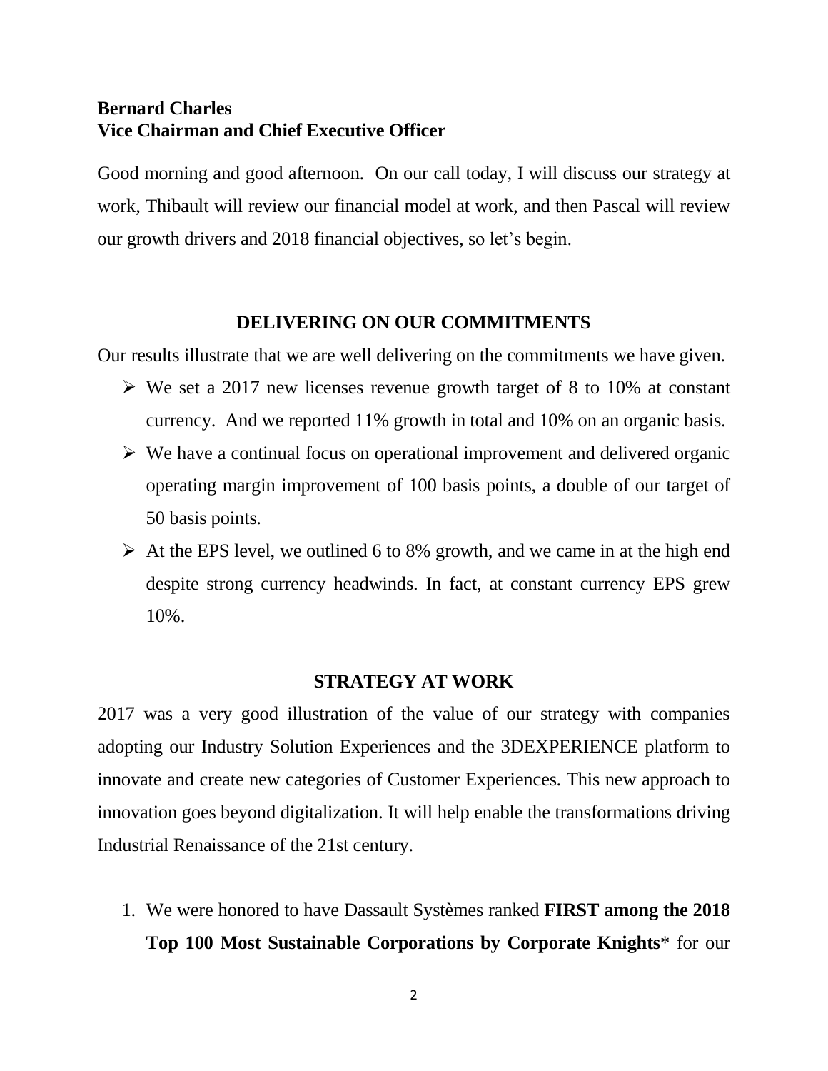**Bernard Charles**
**Vice Chairman and Chief Executive Officer**

Good morning and good afternoon. On our call today, I will discuss our strategy at work, Thibault will review our financial model at work, and then Pascal will review our growth drivers and 2018 financial objectives, so let's begin.

## DELIVERING ON OUR COMMITMENTS

Our results illustrate that we are well delivering on the commitments we have given.

- We set a 2017 new licenses revenue growth target of 8 to 10% at constant currency. And we reported 11% growth in total and 10% on an organic basis.
- We have a continual focus on operational improvement and delivered organic operating margin improvement of 100 basis points, a double of our target of 50 basis points.
- At the EPS level, we outlined 6 to 8% growth, and we came in at the high end despite strong currency headwinds. In fact, at constant currency EPS grew 10%.

## STRATEGY AT WORK

2017 was a very good illustration of the value of our strategy with companies adopting our Industry Solution Experiences and the 3DEXPERIENCE platform to innovate and create new categories of Customer Experiences. This new approach to innovation goes beyond digitalization. It will help enable the transformations driving Industrial Renaissance of the 21st century.

1. We were honored to have Dassault Systèmes ranked **FIRST among the 2018 Top 100 Most Sustainable Corporations by Corporate Knights*** for our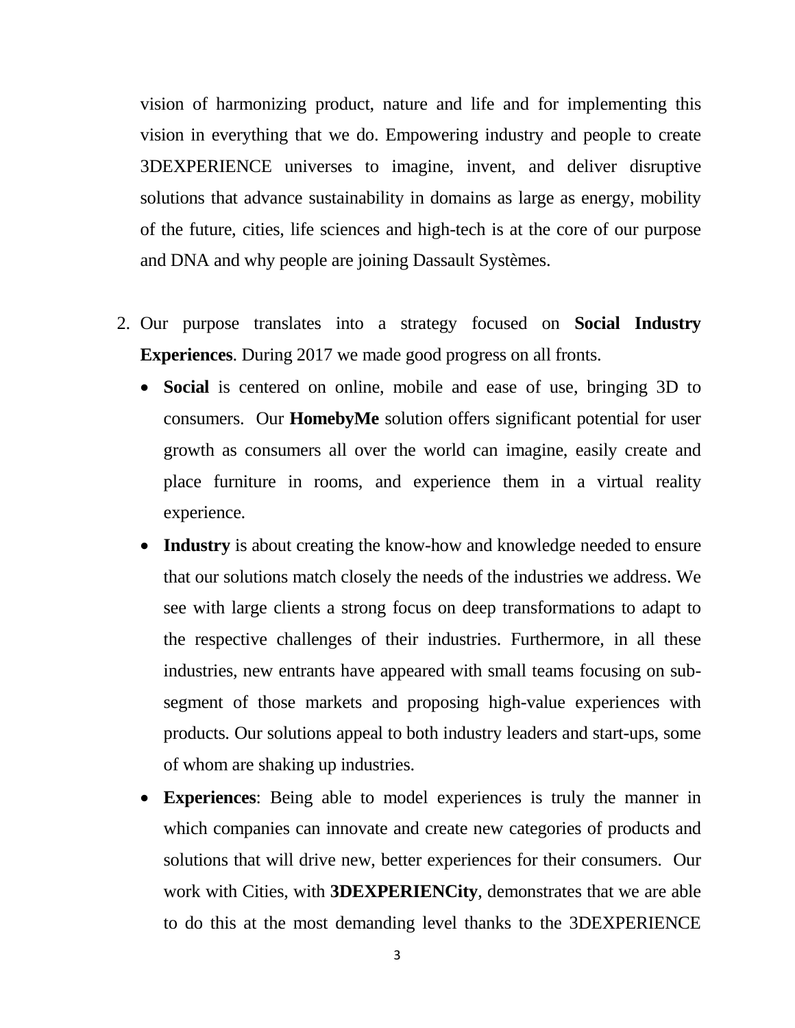vision of harmonizing product, nature and life and for implementing this vision in everything that we do. Empowering industry and people to create 3DEXPERIENCE universes to imagine, invent, and deliver disruptive solutions that advance sustainability in domains as large as energy, mobility of the future, cities, life sciences and high-tech is at the core of our purpose and DNA and why people are joining Dassault Systèmes.

2. Our purpose translates into a strategy focused on **Social Industry Experiences**. During 2017 we made good progress on all fronts.

    - **Social** is centered on online, mobile and ease of use, bringing 3D to consumers. Our **HomebyMe** solution offers significant potential for user growth as consumers all over the world can imagine, easily create and place furniture in rooms, and experience them in a virtual reality experience.
    - **Industry** is about creating the know-how and knowledge needed to ensure that our solutions match closely the needs of the industries we address. We see with large clients a strong focus on deep transformations to adapt to the respective challenges of their industries. Furthermore, in all these industries, new entrants have appeared with small teams focusing on sub-segment of those markets and proposing high-value experiences with products. Our solutions appeal to both industry leaders and start-ups, some of whom are shaking up industries.
    - **Experiences**: Being able to model experiences is truly the manner in which companies can innovate and create new categories of products and solutions that will drive new, better experiences for their consumers. Our work with Cities, with **3DEXPERIENCity**, demonstrates that we are able to do this at the most demanding level thanks to the 3DEXPERIENCE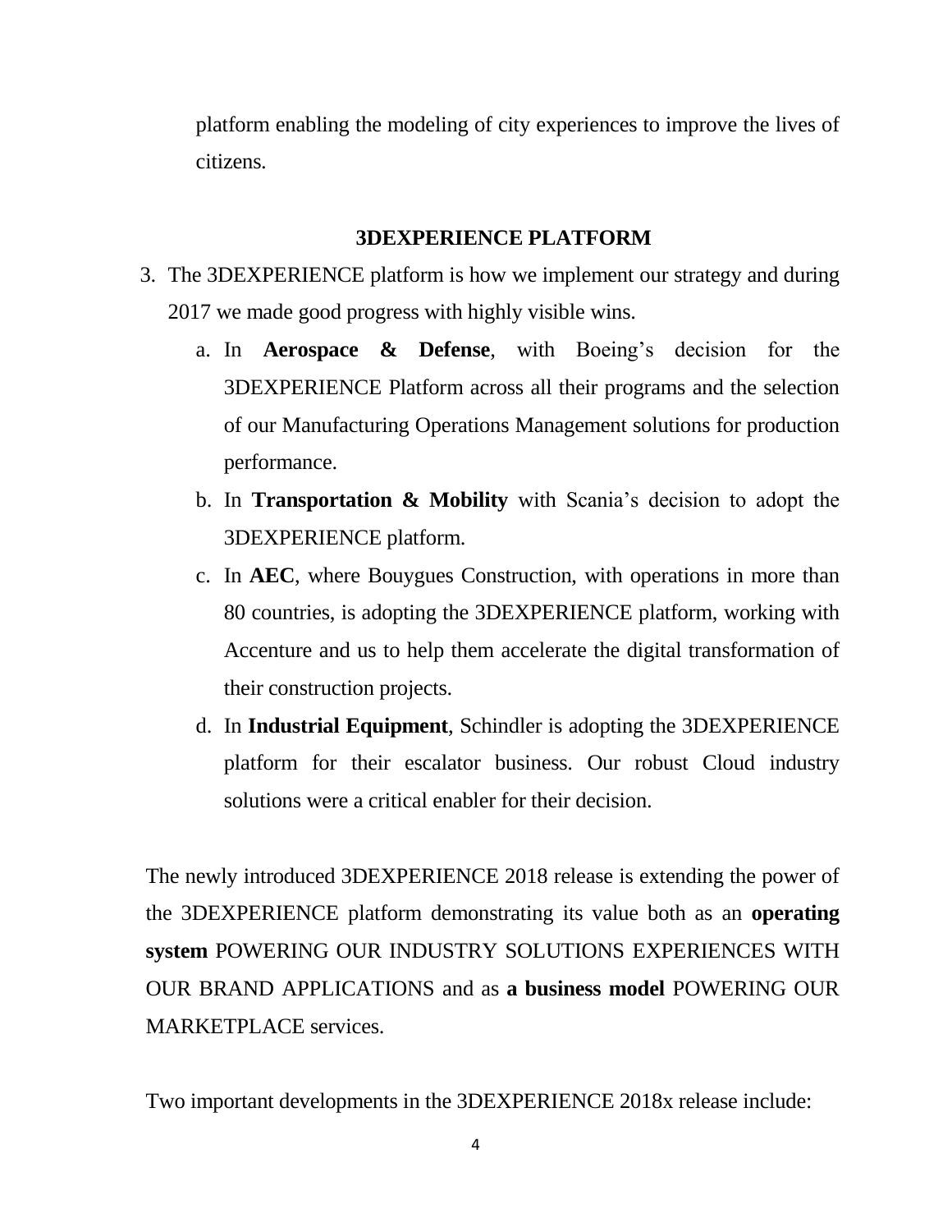platform enabling the modeling of city experiences to improve the lives of citizens.

## 3DEXPERIENCE PLATFORM

3. The 3DEXPERIENCE platform is how we implement our strategy and during 2017 we made good progress with highly visible wins.
   a. In **Aerospace & Defense**, with Boeing's decision for the 3DEXPERIENCE Platform across all their programs and the selection of our Manufacturing Operations Management solutions for production performance.
   b. In **Transportation & Mobility** with Scania's decision to adopt the 3DEXPERIENCE platform.
   c. In **AEC**, where Bouygues Construction, with operations in more than 80 countries, is adopting the 3DEXPERIENCE platform, working with Accenture and us to help them accelerate the digital transformation of their construction projects.
   d. In **Industrial Equipment**, Schindler is adopting the 3DEXPERIENCE platform for their escalator business. Our robust Cloud industry solutions were a critical enabler for their decision.

The newly introduced 3DEXPERIENCE 2018 release is extending the power of the 3DEXPERIENCE platform demonstrating its value both as an **operating system** POWERING OUR INDUSTRY SOLUTIONS EXPERIENCES WITH OUR BRAND APPLICATIONS and as **a business model** POWERING OUR MARKETPLACE services.

Two important developments in the 3DEXPERIENCE 2018x release include: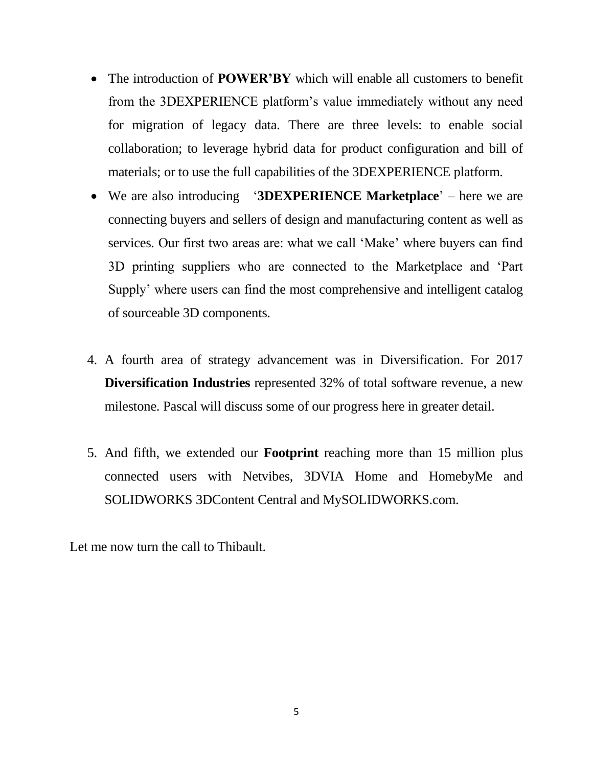- The introduction of **POWER'BY** which will enable all customers to benefit from the 3DEXPERIENCE platform's value immediately without any need for migration of legacy data. There are three levels: to enable social collaboration; to leverage hybrid data for product configuration and bill of materials; or to use the full capabilities of the 3DEXPERIENCE platform.
- We are also introducing '**3DEXPERIENCE Marketplace**' – here we are connecting buyers and sellers of design and manufacturing content as well as services. Our first two areas are: what we call 'Make' where buyers can find 3D printing suppliers who are connected to the Marketplace and 'Part Supply' where users can find the most comprehensive and intelligent catalog of sourceable 3D components.

4. A fourth area of strategy advancement was in Diversification. For 2017 **Diversification Industries** represented 32% of total software revenue, a new milestone. Pascal will discuss some of our progress here in greater detail.

5. And fifth, we extended our **Footprint** reaching more than 15 million plus connected users with Netvibes, 3DVIA Home and HomebyMe and SOLIDWORKS 3DContent Central and MySOLIDWORKS.com.

Let me now turn the call to Thibault.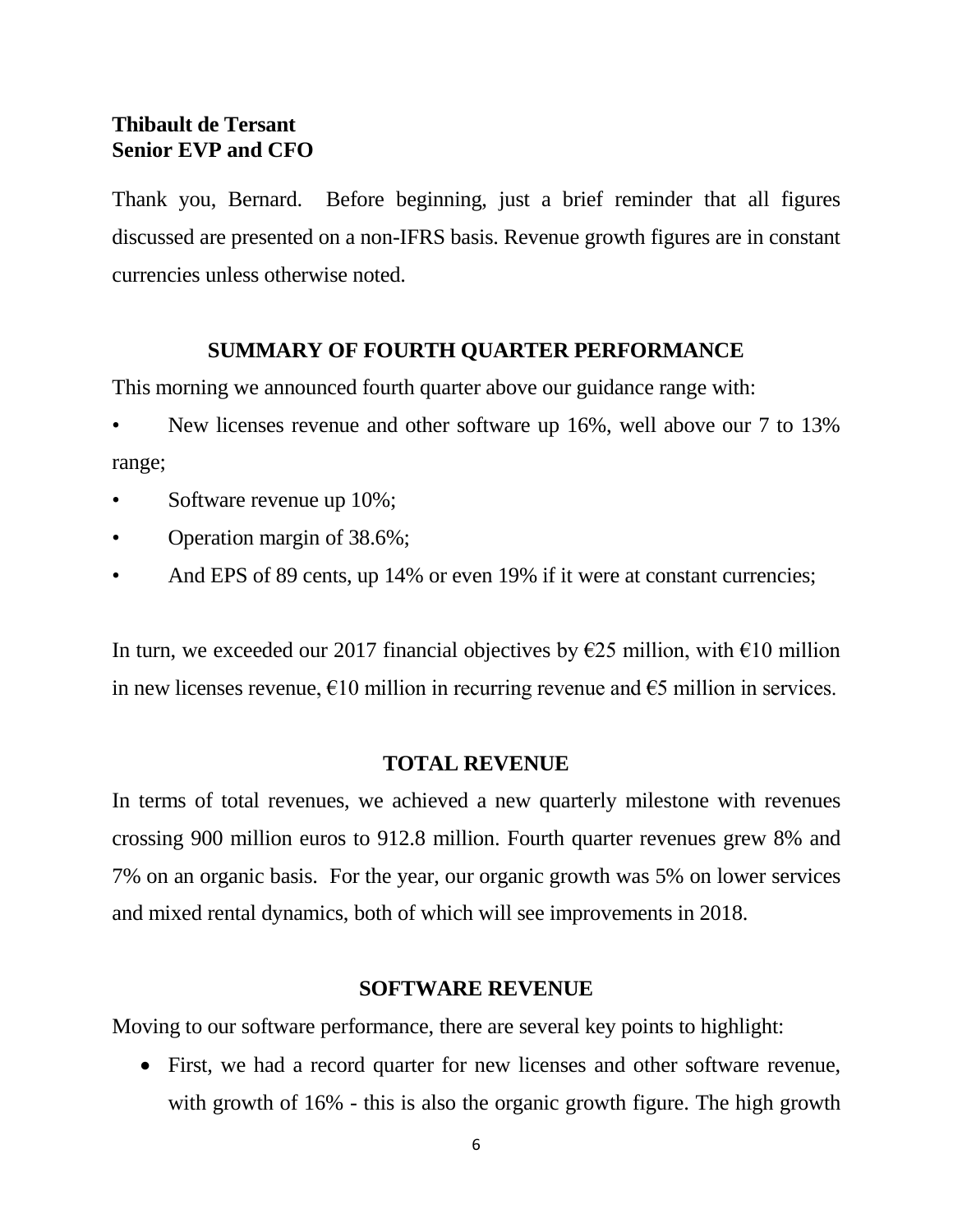**Thibault de Tersant**
**Senior EVP and CFO**

Thank you, Bernard. Before beginning, just a brief reminder that all figures discussed are presented on a non-IFRS basis. Revenue growth figures are in constant currencies unless otherwise noted.

## SUMMARY OF FOURTH QUARTER PERFORMANCE

This morning we announced fourth quarter above our guidance range with:

- New licenses revenue and other software up 16%, well above our 7 to 13% range;
- Software revenue up 10%;
- Operation margin of 38.6%;
- And EPS of 89 cents, up 14% or even 19% if it were at constant currencies;

In turn, we exceeded our 2017 financial objectives by €25 million, with €10 million in new licenses revenue, €10 million in recurring revenue and €5 million in services.

## TOTAL REVENUE

In terms of total revenues, we achieved a new quarterly milestone with revenues crossing 900 million euros to 912.8 million. Fourth quarter revenues grew 8% and 7% on an organic basis. For the year, our organic growth was 5% on lower services and mixed rental dynamics, both of which will see improvements in 2018.

## SOFTWARE REVENUE

Moving to our software performance, there are several key points to highlight:

- First, we had a record quarter for new licenses and other software revenue, with growth of 16% - this is also the organic growth figure. The high growth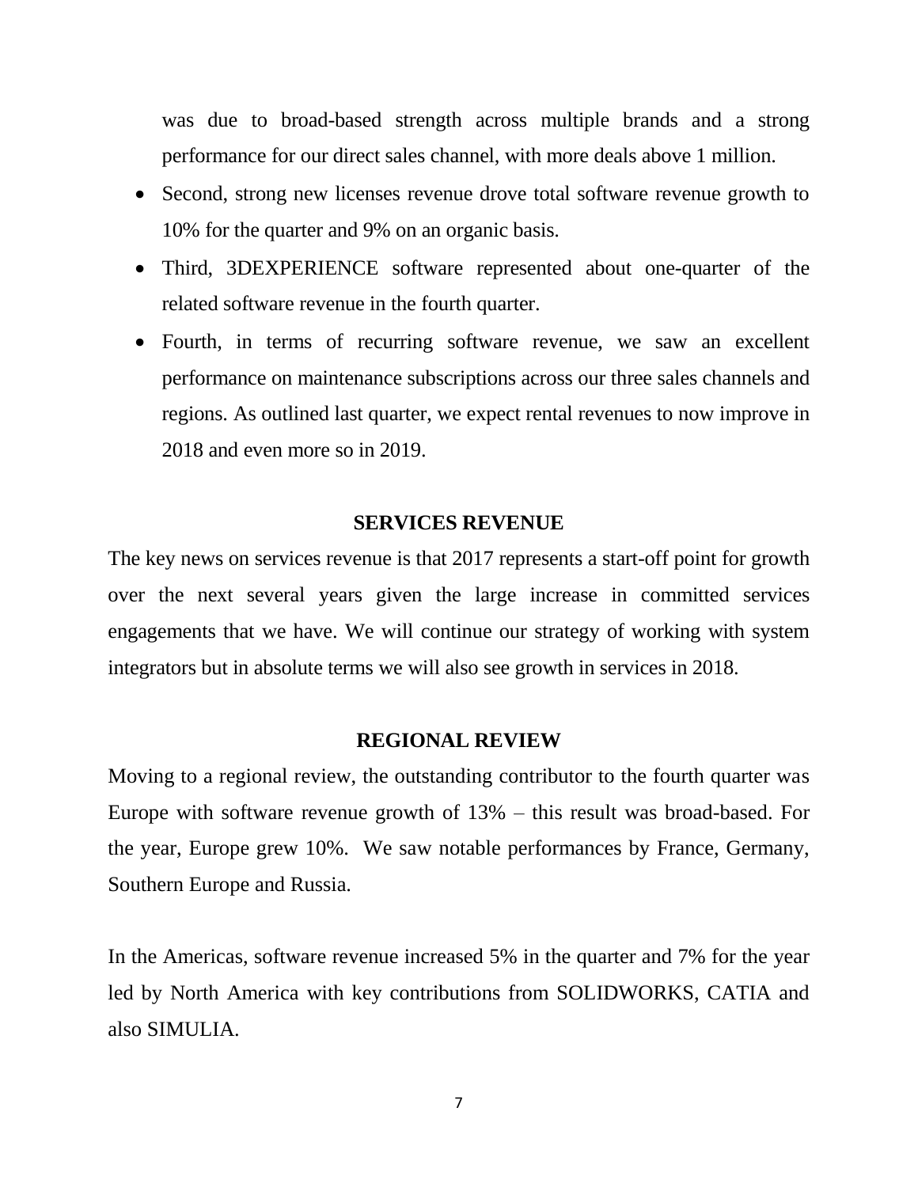was due to broad-based strength across multiple brands and a strong performance for our direct sales channel, with more deals above 1 million.

- Second, strong new licenses revenue drove total software revenue growth to 10% for the quarter and 9% on an organic basis.
- Third, 3DEXPERIENCE software represented about one-quarter of the related software revenue in the fourth quarter.
- Fourth, in terms of recurring software revenue, we saw an excellent performance on maintenance subscriptions across our three sales channels and regions. As outlined last quarter, we expect rental revenues to now improve in 2018 and even more so in 2019.

## SERVICES REVENUE

The key news on services revenue is that 2017 represents a start-off point for growth over the next several years given the large increase in committed services engagements that we have. We will continue our strategy of working with system integrators but in absolute terms we will also see growth in services in 2018.

## REGIONAL REVIEW

Moving to a regional review, the outstanding contributor to the fourth quarter was Europe with software revenue growth of 13% – this result was broad-based. For the year, Europe grew 10%. We saw notable performances by France, Germany, Southern Europe and Russia.

In the Americas, software revenue increased 5% in the quarter and 7% for the year led by North America with key contributions from SOLIDWORKS, CATIA and also SIMULIA.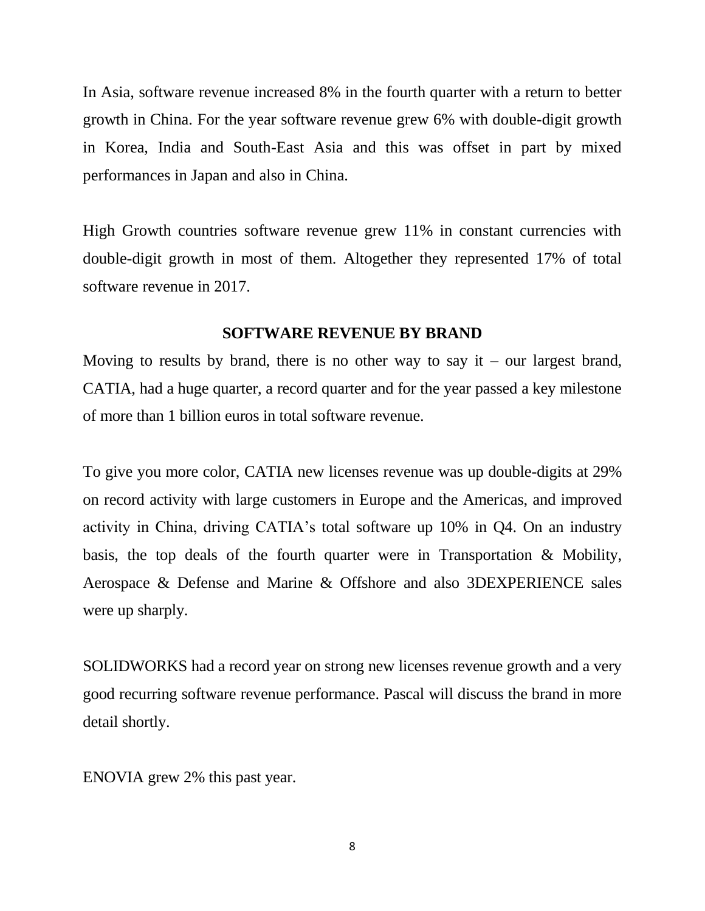In Asia, software revenue increased 8% in the fourth quarter with a return to better growth in China. For the year software revenue grew 6% with double-digit growth in Korea, India and South-East Asia and this was offset in part by mixed performances in Japan and also in China.

High Growth countries software revenue grew 11% in constant currencies with double-digit growth in most of them. Altogether they represented 17% of total software revenue in 2017.

## SOFTWARE REVENUE BY BRAND

Moving to results by brand, there is no other way to say it – our largest brand, CATIA, had a huge quarter, a record quarter and for the year passed a key milestone of more than 1 billion euros in total software revenue.

To give you more color, CATIA new licenses revenue was up double-digits at 29% on record activity with large customers in Europe and the Americas, and improved activity in China, driving CATIA's total software up 10% in Q4. On an industry basis, the top deals of the fourth quarter were in Transportation & Mobility, Aerospace & Defense and Marine & Offshore and also 3DEXPERIENCE sales were up sharply.

SOLIDWORKS had a record year on strong new licenses revenue growth and a very good recurring software revenue performance. Pascal will discuss the brand in more detail shortly.

ENOVIA grew 2% this past year.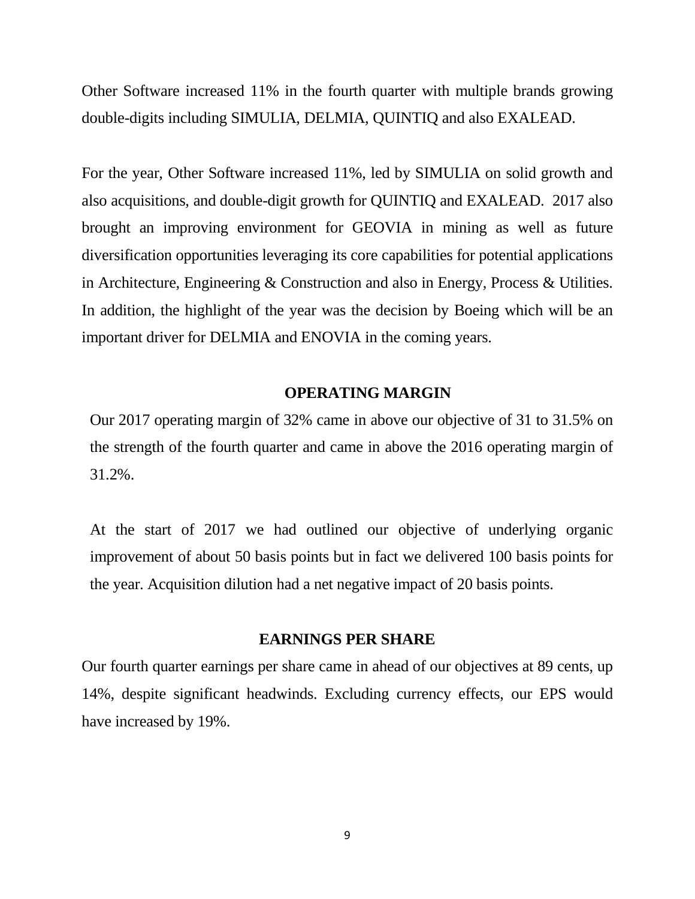Other Software increased 11% in the fourth quarter with multiple brands growing double-digits including SIMULIA, DELMIA, QUINTIQ and also EXALEAD.

For the year, Other Software increased 11%, led by SIMULIA on solid growth and also acquisitions, and double-digit growth for QUINTIQ and EXALEAD. 2017 also brought an improving environment for GEOVIA in mining as well as future diversification opportunities leveraging its core capabilities for potential applications in Architecture, Engineering & Construction and also in Energy, Process & Utilities. In addition, the highlight of the year was the decision by Boeing which will be an important driver for DELMIA and ENOVIA in the coming years.

## OPERATING MARGIN

Our 2017 operating margin of 32% came in above our objective of 31 to 31.5% on the strength of the fourth quarter and came in above the 2016 operating margin of 31.2%.

At the start of 2017 we had outlined our objective of underlying organic improvement of about 50 basis points but in fact we delivered 100 basis points for the year. Acquisition dilution had a net negative impact of 20 basis points.

## EARNINGS PER SHARE

Our fourth quarter earnings per share came in ahead of our objectives at 89 cents, up 14%, despite significant headwinds. Excluding currency effects, our EPS would have increased by 19%.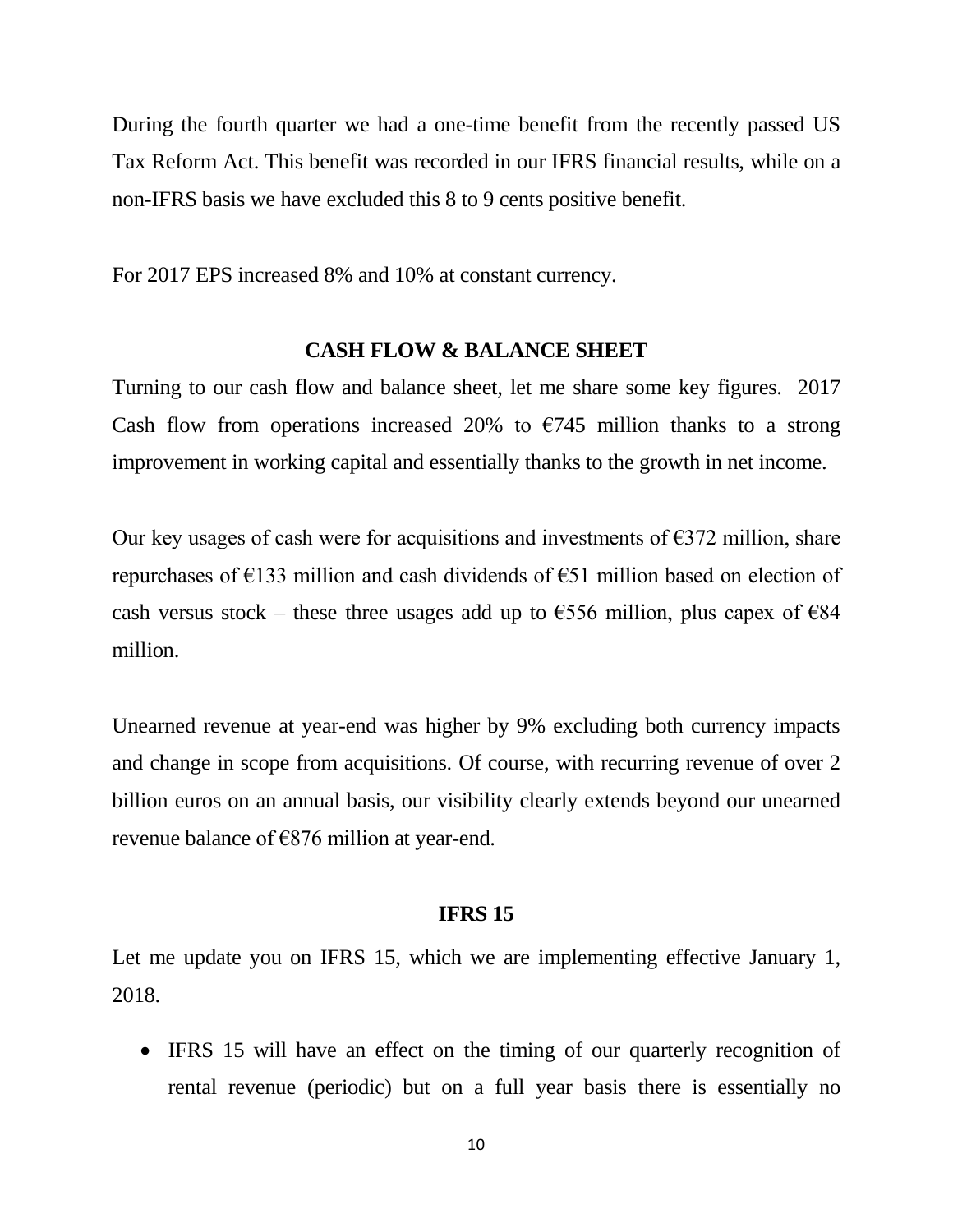During the fourth quarter we had a one-time benefit from the recently passed US Tax Reform Act. This benefit was recorded in our IFRS financial results, while on a non-IFRS basis we have excluded this 8 to 9 cents positive benefit.

For 2017 EPS increased 8% and 10% at constant currency.

## CASH FLOW & BALANCE SHEET

Turning to our cash flow and balance sheet, let me share some key figures. 2017 Cash flow from operations increased 20% to €745 million thanks to a strong improvement in working capital and essentially thanks to the growth in net income.

Our key usages of cash were for acquisitions and investments of €372 million, share repurchases of €133 million and cash dividends of €51 million based on election of cash versus stock – these three usages add up to €556 million, plus capex of €84 million.

Unearned revenue at year-end was higher by 9% excluding both currency impacts and change in scope from acquisitions. Of course, with recurring revenue of over 2 billion euros on an annual basis, our visibility clearly extends beyond our unearned revenue balance of €876 million at year-end.

## IFRS 15

Let me update you on IFRS 15, which we are implementing effective January 1, 2018.

- IFRS 15 will have an effect on the timing of our quarterly recognition of rental revenue (periodic) but on a full year basis there is essentially no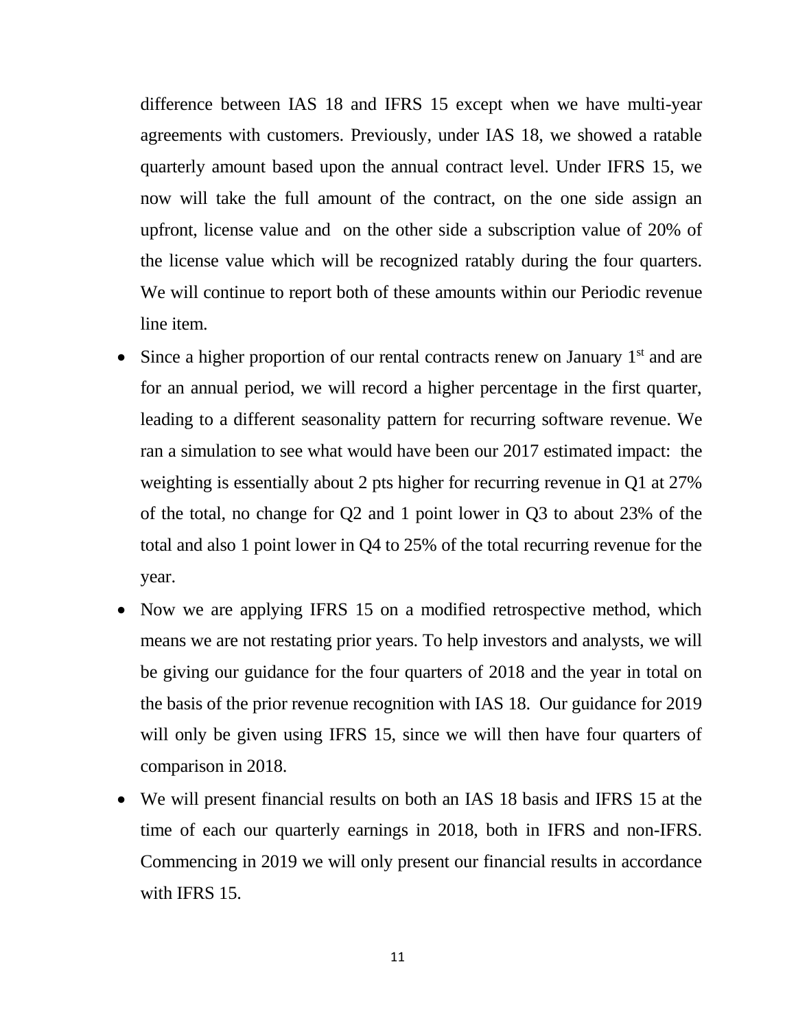difference between IAS 18 and IFRS 15 except when we have multi-year agreements with customers. Previously, under IAS 18, we showed a ratable quarterly amount based upon the annual contract level. Under IFRS 15, we now will take the full amount of the contract, on the one side assign an upfront, license value and on the other side a subscription value of 20% of the license value which will be recognized ratably during the four quarters. We will continue to report both of these amounts within our Periodic revenue line item.

- Since a higher proportion of our rental contracts renew on January 1st and are for an annual period, we will record a higher percentage in the first quarter, leading to a different seasonality pattern for recurring software revenue. We ran a simulation to see what would have been our 2017 estimated impact: the weighting is essentially about 2 pts higher for recurring revenue in Q1 at 27% of the total, no change for Q2 and 1 point lower in Q3 to about 23% of the total and also 1 point lower in Q4 to 25% of the total recurring revenue for the year.
- Now we are applying IFRS 15 on a modified retrospective method, which means we are not restating prior years. To help investors and analysts, we will be giving our guidance for the four quarters of 2018 and the year in total on the basis of the prior revenue recognition with IAS 18. Our guidance for 2019 will only be given using IFRS 15, since we will then have four quarters of comparison in 2018.
- We will present financial results on both an IAS 18 basis and IFRS 15 at the time of each our quarterly earnings in 2018, both in IFRS and non-IFRS. Commencing in 2019 we will only present our financial results in accordance with IFRS 15.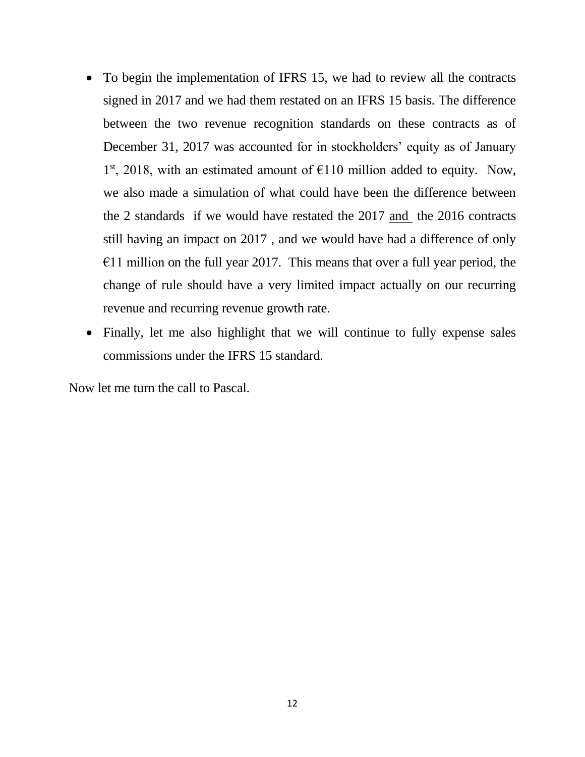- To begin the implementation of IFRS 15, we had to review all the contracts signed in 2017 and we had them restated on an IFRS 15 basis. The difference between the two revenue recognition standards on these contracts as of December 31, 2017 was accounted for in stockholders' equity as of January 1st, 2018, with an estimated amount of €110 million added to equity. Now, we also made a simulation of what could have been the difference between the 2 standards if we would have restated the 2017 and the 2016 contracts still having an impact on 2017 , and we would have had a difference of only €11 million on the full year 2017. This means that over a full year period, the change of rule should have a very limited impact actually on our recurring revenue and recurring revenue growth rate.
- Finally, let me also highlight that we will continue to fully expense sales commissions under the IFRS 15 standard.

Now let me turn the call to Pascal.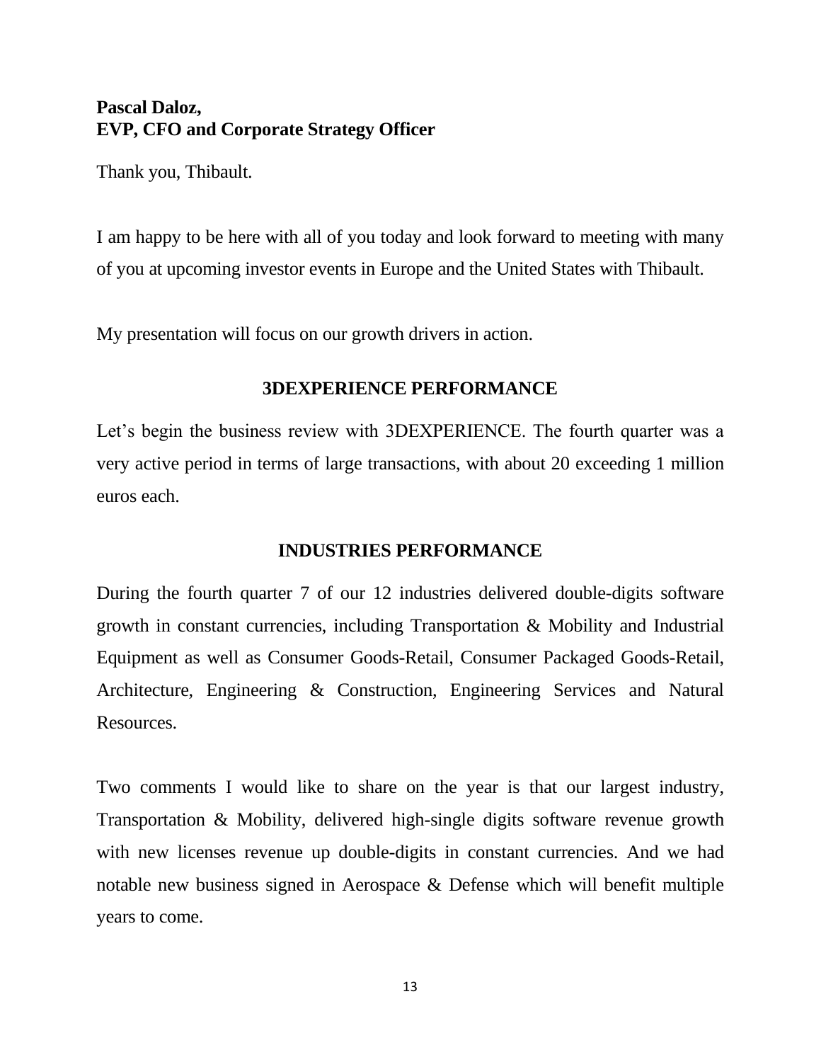**Pascal Daloz,**
**EVP, CFO and Corporate Strategy Officer**

Thank you, Thibault.

I am happy to be here with all of you today and look forward to meeting with many of you at upcoming investor events in Europe and the United States with Thibault.

My presentation will focus on our growth drivers in action.

## 3DEXPERIENCE PERFORMANCE

Let's begin the business review with 3DEXPERIENCE. The fourth quarter was a very active period in terms of large transactions, with about 20 exceeding 1 million euros each.

## INDUSTRIES PERFORMANCE

During the fourth quarter 7 of our 12 industries delivered double-digits software growth in constant currencies, including Transportation & Mobility and Industrial Equipment as well as Consumer Goods-Retail, Consumer Packaged Goods-Retail, Architecture, Engineering & Construction, Engineering Services and Natural Resources.

Two comments I would like to share on the year is that our largest industry, Transportation & Mobility, delivered high-single digits software revenue growth with new licenses revenue up double-digits in constant currencies. And we had notable new business signed in Aerospace & Defense which will benefit multiple years to come.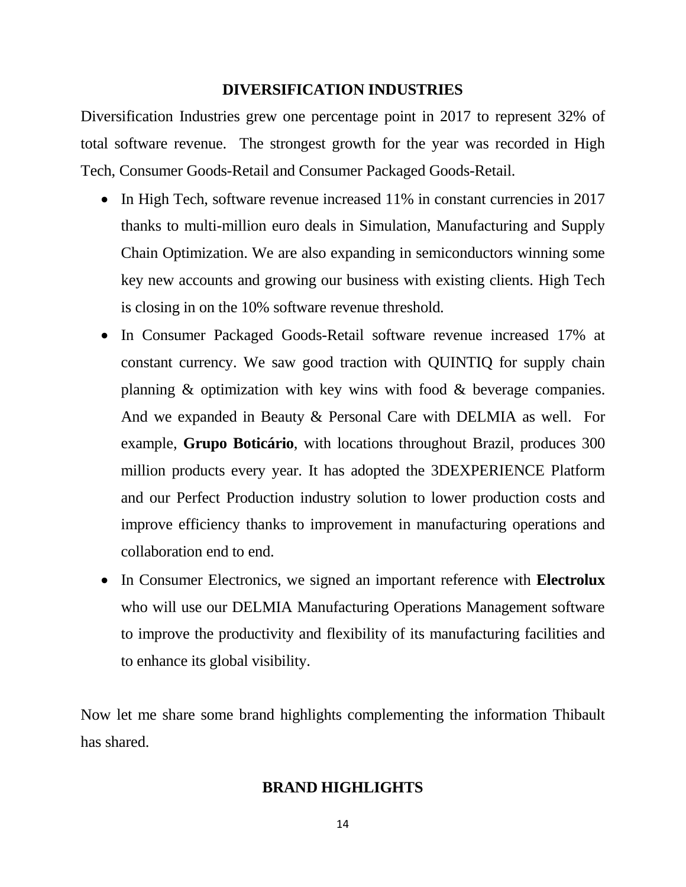## DIVERSIFICATION INDUSTRIES

Diversification Industries grew one percentage point in 2017 to represent 32% of total software revenue. The strongest growth for the year was recorded in High Tech, Consumer Goods-Retail and Consumer Packaged Goods-Retail.

- In High Tech, software revenue increased 11% in constant currencies in 2017 thanks to multi-million euro deals in Simulation, Manufacturing and Supply Chain Optimization. We are also expanding in semiconductors winning some key new accounts and growing our business with existing clients. High Tech is closing in on the 10% software revenue threshold.
- In Consumer Packaged Goods-Retail software revenue increased 17% at constant currency. We saw good traction with QUINTIQ for supply chain planning & optimization with key wins with food & beverage companies. And we expanded in Beauty & Personal Care with DELMIA as well. For example, **Grupo Boticário**, with locations throughout Brazil, produces 300 million products every year. It has adopted the 3DEXPERIENCE Platform and our Perfect Production industry solution to lower production costs and improve efficiency thanks to improvement in manufacturing operations and collaboration end to end.
- In Consumer Electronics, we signed an important reference with **Electrolux** who will use our DELMIA Manufacturing Operations Management software to improve the productivity and flexibility of its manufacturing facilities and to enhance its global visibility.

Now let me share some brand highlights complementing the information Thibault has shared.

## BRAND HIGHLIGHTS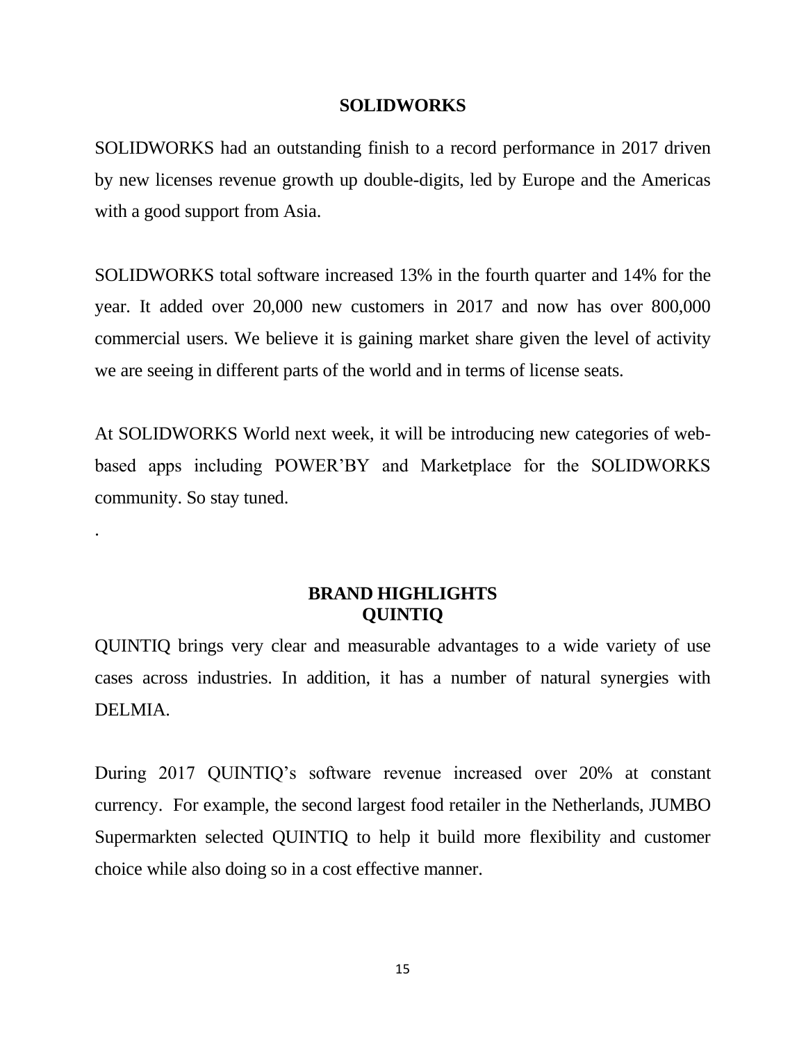## SOLIDWORKS

SOLIDWORKS had an outstanding finish to a record performance in 2017 driven by new licenses revenue growth up double-digits, led by Europe and the Americas with a good support from Asia.

SOLIDWORKS total software increased 13% in the fourth quarter and 14% for the year. It added over 20,000 new customers in 2017 and now has over 800,000 commercial users. We believe it is gaining market share given the level of activity we are seeing in different parts of the world and in terms of license seats.

At SOLIDWORKS World next week, it will be introducing new categories of web-based apps including POWER'BY and Marketplace for the SOLIDWORKS community. So stay tuned.

.

## BRAND HIGHLIGHTS
## QUINTIQ

QUINTIQ brings very clear and measurable advantages to a wide variety of use cases across industries. In addition, it has a number of natural synergies with DELMIA.

During 2017 QUINTIQ's software revenue increased over 20% at constant currency. For example, the second largest food retailer in the Netherlands, JUMBO Supermarkten selected QUINTIQ to help it build more flexibility and customer choice while also doing so in a cost effective manner.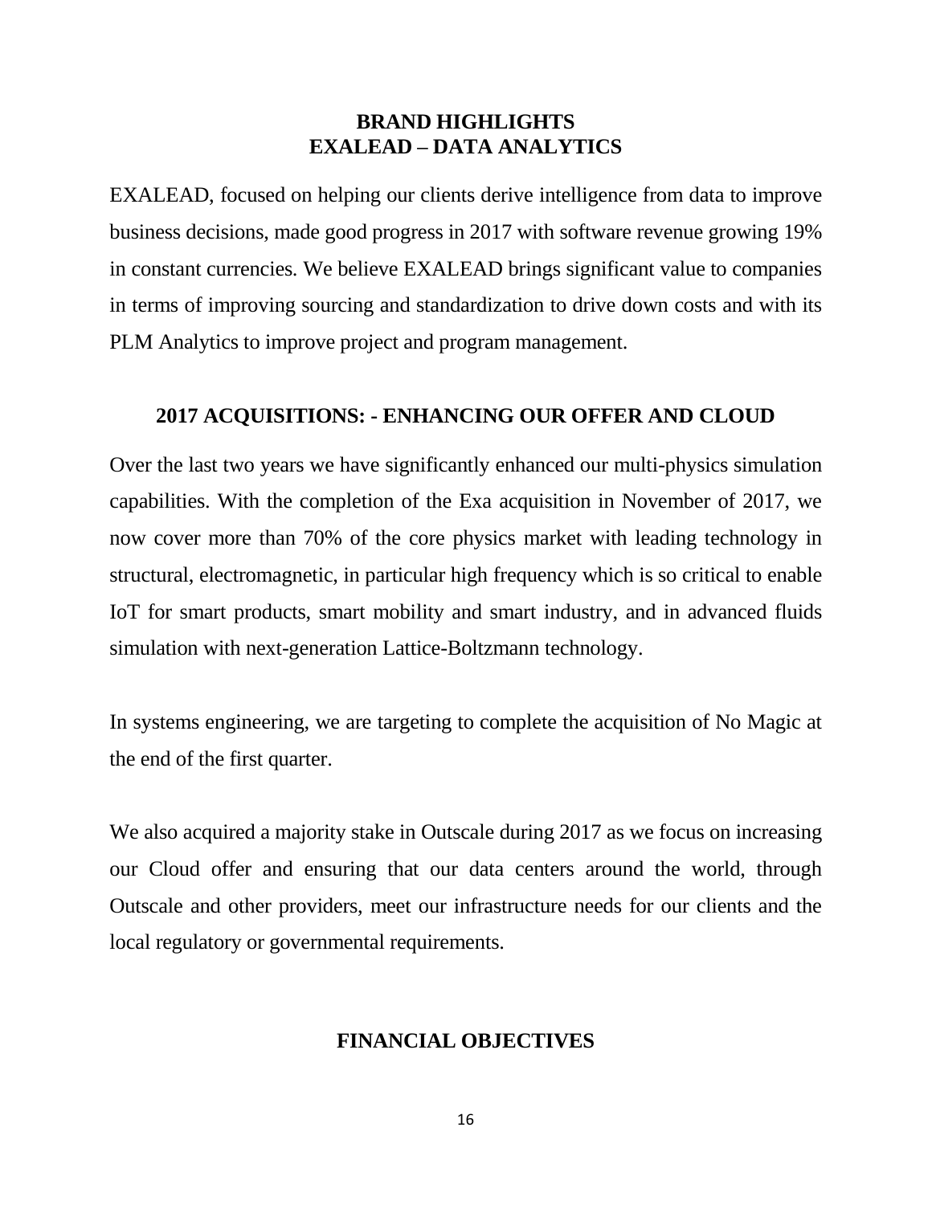## BRAND HIGHLIGHTS
## EXALEAD – DATA ANALYTICS

EXALEAD, focused on helping our clients derive intelligence from data to improve business decisions, made good progress in 2017 with software revenue growing 19% in constant currencies. We believe EXALEAD brings significant value to companies in terms of improving sourcing and standardization to drive down costs and with its PLM Analytics to improve project and program management.

## 2017 ACQUISITIONS: - ENHANCING OUR OFFER AND CLOUD

Over the last two years we have significantly enhanced our multi-physics simulation capabilities. With the completion of the Exa acquisition in November of 2017, we now cover more than 70% of the core physics market with leading technology in structural, electromagnetic, in particular high frequency which is so critical to enable IoT for smart products, smart mobility and smart industry, and in advanced fluids simulation with next-generation Lattice-Boltzmann technology.

In systems engineering, we are targeting to complete the acquisition of No Magic at the end of the first quarter.

We also acquired a majority stake in Outscale during 2017 as we focus on increasing our Cloud offer and ensuring that our data centers around the world, through Outscale and other providers, meet our infrastructure needs for our clients and the local regulatory or governmental requirements.

## FINANCIAL OBJECTIVES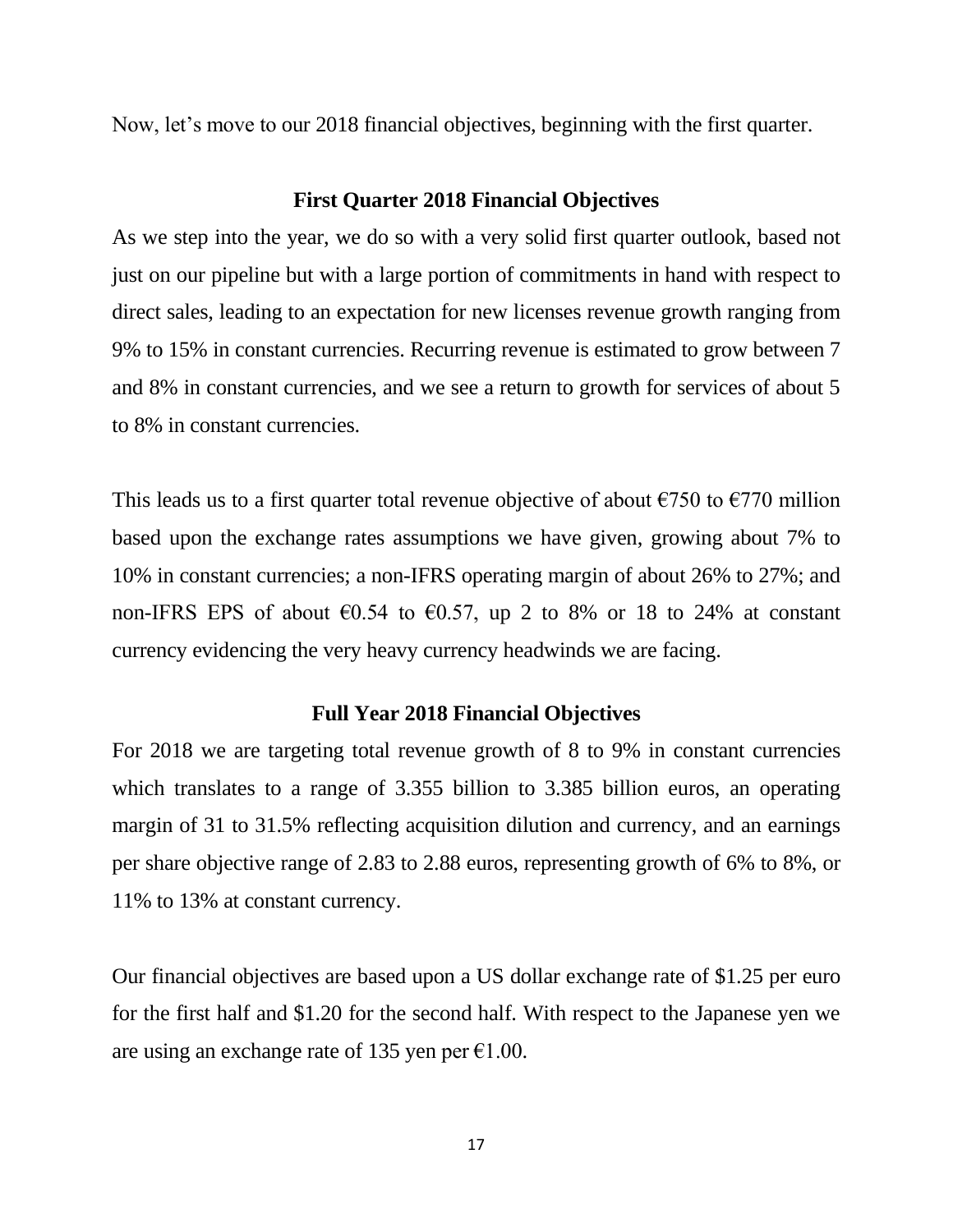Now, let's move to our 2018 financial objectives, beginning with the first quarter.

## First Quarter 2018 Financial Objectives

As we step into the year, we do so with a very solid first quarter outlook, based not just on our pipeline but with a large portion of commitments in hand with respect to direct sales, leading to an expectation for new licenses revenue growth ranging from 9% to 15% in constant currencies. Recurring revenue is estimated to grow between 7 and 8% in constant currencies, and we see a return to growth for services of about 5 to 8% in constant currencies.

This leads us to a first quarter total revenue objective of about €750 to €770 million based upon the exchange rates assumptions we have given, growing about 7% to 10% in constant currencies; a non-IFRS operating margin of about 26% to 27%; and non-IFRS EPS of about €0.54 to €0.57, up 2 to 8% or 18 to 24% at constant currency evidencing the very heavy currency headwinds we are facing.

## Full Year 2018 Financial Objectives

For 2018 we are targeting total revenue growth of 8 to 9% in constant currencies which translates to a range of 3.355 billion to 3.385 billion euros, an operating margin of 31 to 31.5% reflecting acquisition dilution and currency, and an earnings per share objective range of 2.83 to 2.88 euros, representing growth of 6% to 8%, or 11% to 13% at constant currency.

Our financial objectives are based upon a US dollar exchange rate of $1.25 per euro for the first half and $1.20 for the second half. With respect to the Japanese yen we are using an exchange rate of 135 yen per €1.00.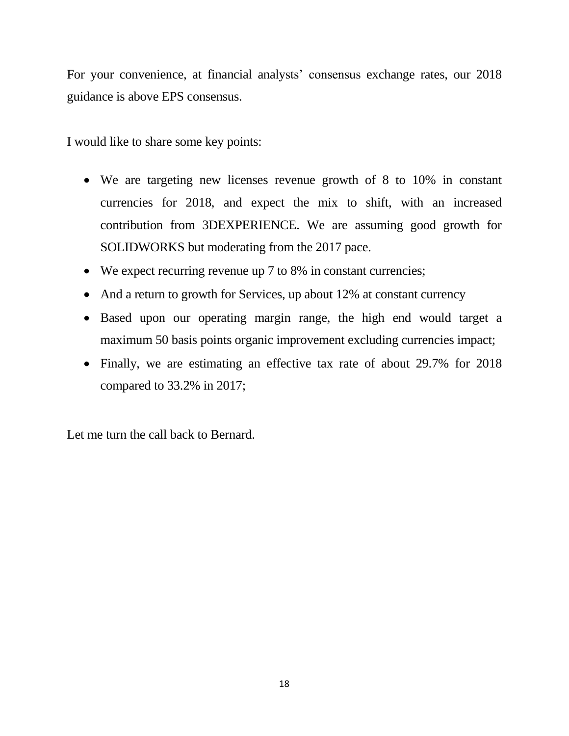For your convenience, at financial analysts' consensus exchange rates, our 2018 guidance is above EPS consensus.

I would like to share some key points:

- We are targeting new licenses revenue growth of 8 to 10% in constant currencies for 2018, and expect the mix to shift, with an increased contribution from 3DEXPERIENCE. We are assuming good growth for SOLIDWORKS but moderating from the 2017 pace.
- We expect recurring revenue up 7 to 8% in constant currencies;
- And a return to growth for Services, up about 12% at constant currency
- Based upon our operating margin range, the high end would target a maximum 50 basis points organic improvement excluding currencies impact;
- Finally, we are estimating an effective tax rate of about 29.7% for 2018 compared to 33.2% in 2017;

Let me turn the call back to Bernard.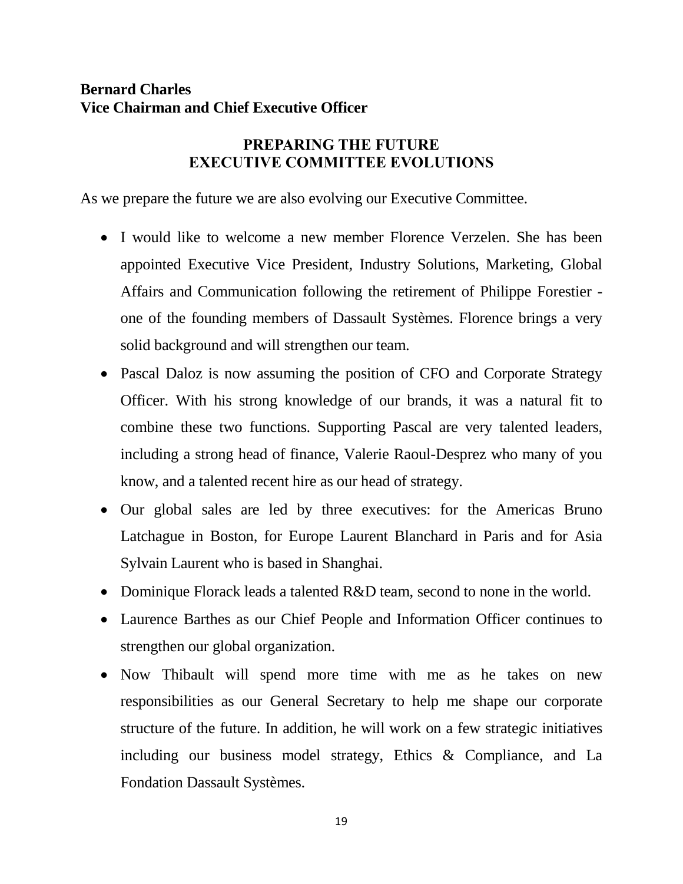**Bernard Charles**
**Vice Chairman and Chief Executive Officer**

## PREPARING THE FUTURE
## EXECUTIVE COMMITTEE EVOLUTIONS

As we prepare the future we are also evolving our Executive Committee.

- I would like to welcome a new member Florence Verzelen. She has been appointed Executive Vice President, Industry Solutions, Marketing, Global Affairs and Communication following the retirement of Philippe Forestier - one of the founding members of Dassault Systèmes. Florence brings a very solid background and will strengthen our team.
- Pascal Daloz is now assuming the position of CFO and Corporate Strategy Officer. With his strong knowledge of our brands, it was a natural fit to combine these two functions. Supporting Pascal are very talented leaders, including a strong head of finance, Valerie Raoul-Desprez who many of you know, and a talented recent hire as our head of strategy.
- Our global sales are led by three executives: for the Americas Bruno Latchague in Boston, for Europe Laurent Blanchard in Paris and for Asia Sylvain Laurent who is based in Shanghai.
- Dominique Florack leads a talented R&D team, second to none in the world.
- Laurence Barthes as our Chief People and Information Officer continues to strengthen our global organization.
- Now Thibault will spend more time with me as he takes on new responsibilities as our General Secretary to help me shape our corporate structure of the future. In addition, he will work on a few strategic initiatives including our business model strategy, Ethics & Compliance, and La Fondation Dassault Systèmes.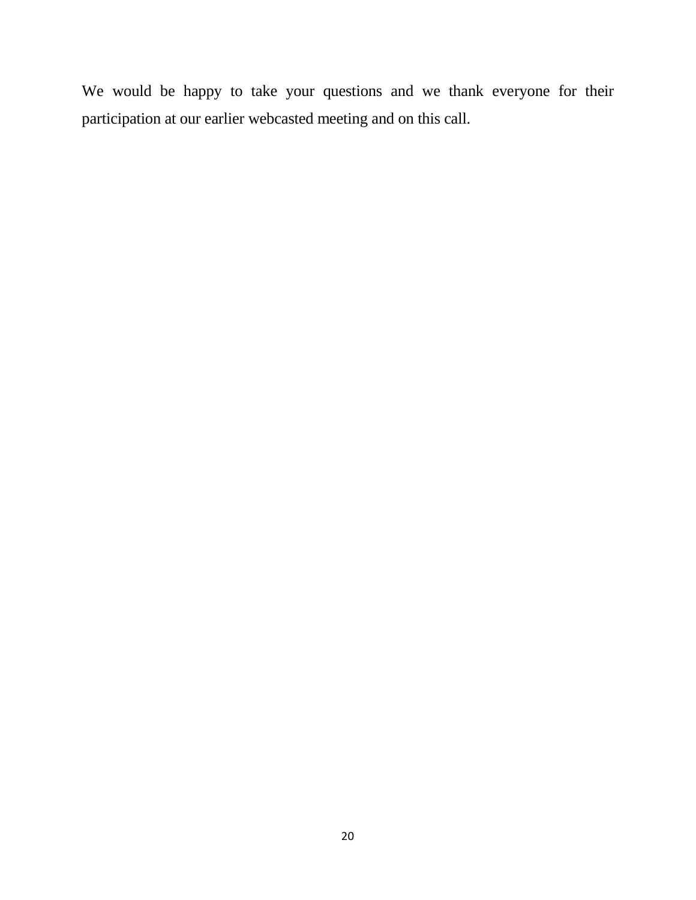We would be happy to take your questions and we thank everyone for their participation at our earlier webcasted meeting and on this call.